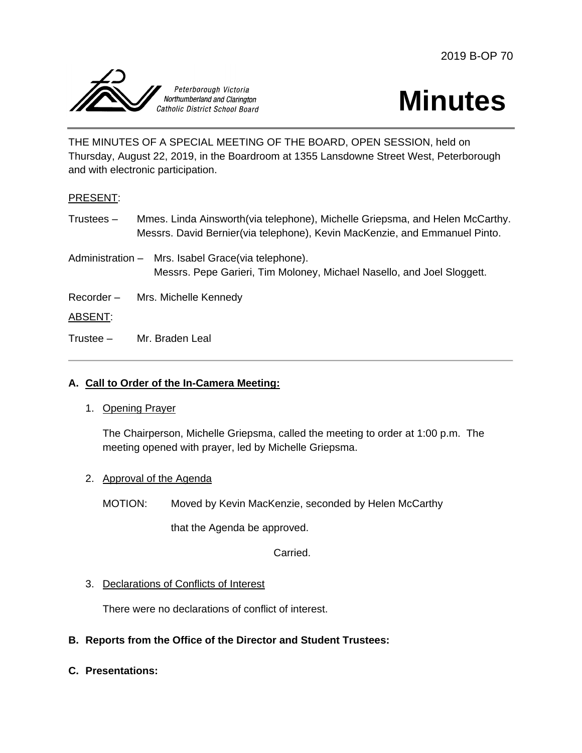2019 B-OP 70

Peterborough Victoria Northumberland and Clarington Catholic District School Board

# Minutes

THE MINUTES OF A SPECIAL MEETING OF THE BOARD, OPEN SESSION, held on Thursday, August 22, 2019, in the Boardroom at 1355 Lansdowne Street West, Peterborough and with electronic participation.

PRESENT:

Trustees – Mmes. Linda Ainsworth(via telephone), Michelle Griepsma, and Helen McCarthy. Messrs. David Bernier(via telephone), Kevin MacKenzie, and Emmanuel Pinto.

Administration – Mrs. Isabel Grace(via telephone). Messrs. Pepe Garieri, Tim Moloney, Michael Nasello, and Joel Sloggett.

Recorder – Mrs. Michelle Kennedy

ABSENT:

Trustee – Mr. Braden Leal

---

## A. Call to Order of the In-Camera Meeting:

1. Opening Prayer

   The Chairperson, Michelle Griepsma, called the meeting to order at 1:00 p.m. The meeting opened with prayer, led by Michelle Griepsma.

2. Approval of the Agenda

   MOTION: Moved by Kevin MacKenzie, seconded by Helen McCarthy

   that the Agenda be approved.

   Carried.

3. Declarations of Conflicts of Interest

   There were no declarations of conflict of interest.

## B. Reports from the Office of the Director and Student Trustees:

## C. Presentations: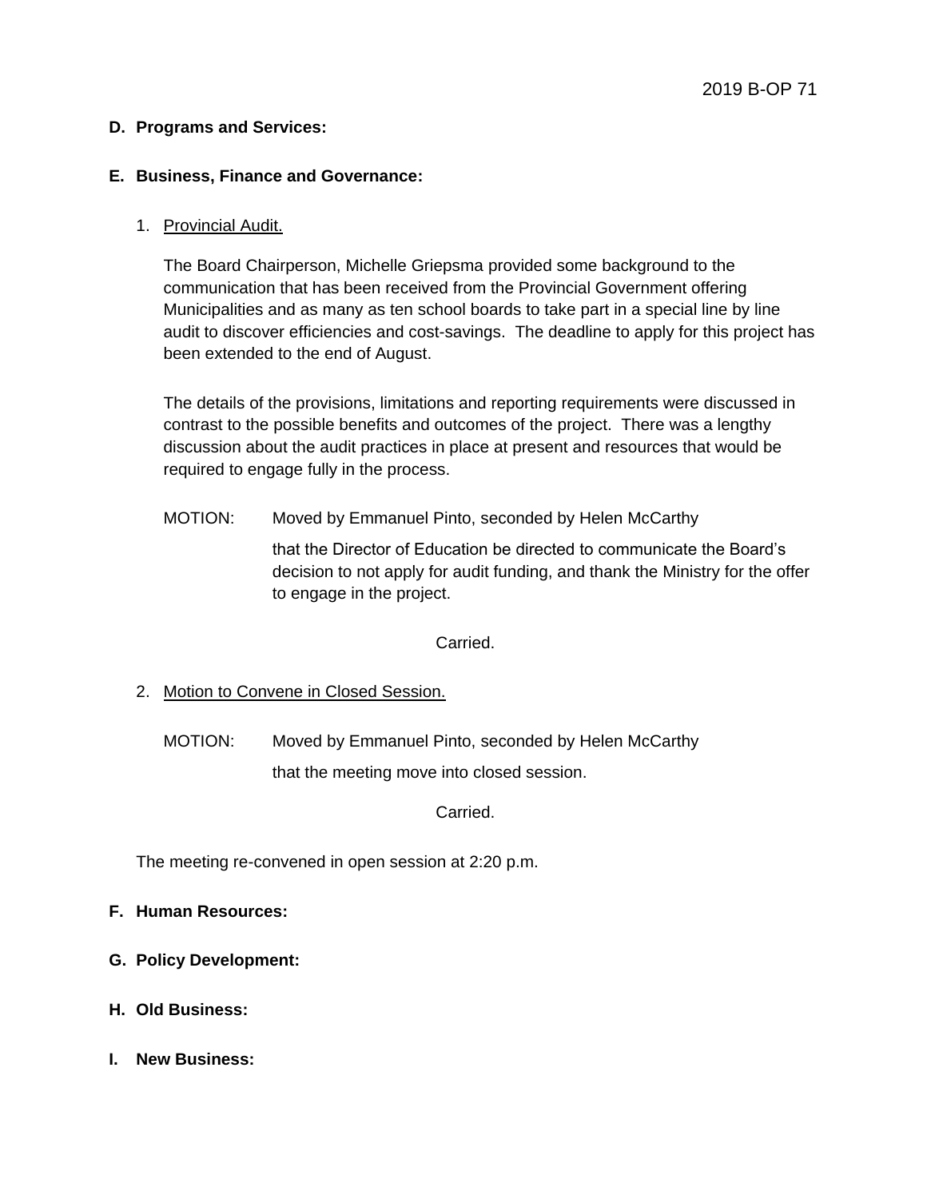**D. Programs and Services:**

**E. Business, Finance and Governance:**

1. Provincial Audit.

   The Board Chairperson, Michelle Griepsma provided some background to the communication that has been received from the Provincial Government offering Municipalities and as many as ten school boards to take part in a special line by line audit to discover efficiencies and cost-savings. The deadline to apply for this project has been extended to the end of August.

   The details of the provisions, limitations and reporting requirements were discussed in contrast to the possible benefits and outcomes of the project. There was a lengthy discussion about the audit practices in place at present and resources that would be required to engage fully in the process.

   MOTION: Moved by Emmanuel Pinto, seconded by Helen McCarthy

   that the Director of Education be directed to communicate the Board's decision to not apply for audit funding, and thank the Ministry for the offer to engage in the project.

   Carried.

2. Motion to Convene in Closed Session.

   MOTION: Moved by Emmanuel Pinto, seconded by Helen McCarthy

   that the meeting move into closed session.

   Carried.

The meeting re-convened in open session at 2:20 p.m.

**F. Human Resources:**

**G. Policy Development:**

**H. Old Business:**

**I. New Business:**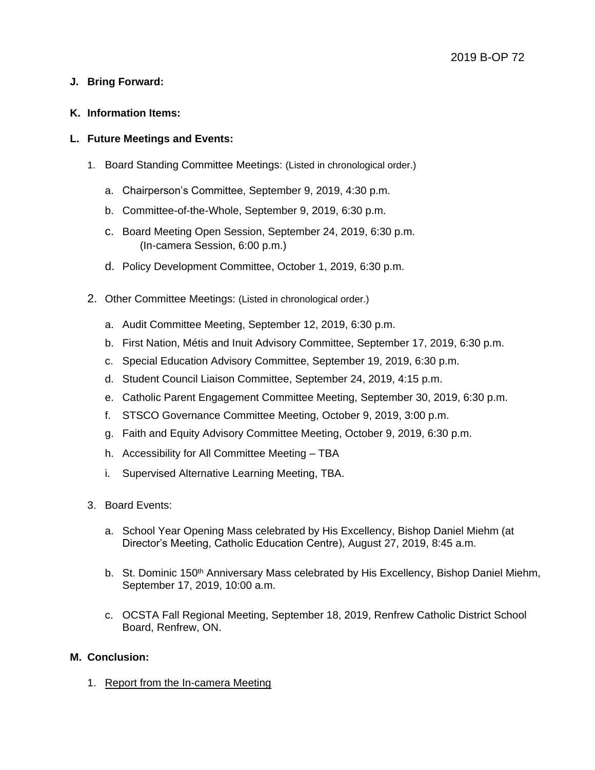**J. Bring Forward:**

**K. Information Items:**

**L. Future Meetings and Events:**

1. Board Standing Committee Meetings: (Listed in chronological order.)

   a. Chairperson's Committee, September 9, 2019, 4:30 p.m.

   b. Committee-of-the-Whole, September 9, 2019, 6:30 p.m.

   c. Board Meeting Open Session, September 24, 2019, 6:30 p.m. (In-camera Session, 6:00 p.m.)

   d. Policy Development Committee, October 1, 2019, 6:30 p.m.

2. Other Committee Meetings: (Listed in chronological order.)

   a. Audit Committee Meeting, September 12, 2019, 6:30 p.m.

   b. First Nation, Métis and Inuit Advisory Committee, September 17, 2019, 6:30 p.m.

   c. Special Education Advisory Committee, September 19, 2019, 6:30 p.m.

   d. Student Council Liaison Committee, September 24, 2019, 4:15 p.m.

   e. Catholic Parent Engagement Committee Meeting, September 30, 2019, 6:30 p.m.

   f. STSCO Governance Committee Meeting, October 9, 2019, 3:00 p.m.

   g. Faith and Equity Advisory Committee Meeting, October 9, 2019, 6:30 p.m.

   h. Accessibility for All Committee Meeting – TBA

   i. Supervised Alternative Learning Meeting, TBA.

3. Board Events:

   a. School Year Opening Mass celebrated by His Excellency, Bishop Daniel Miehm (at Director's Meeting, Catholic Education Centre), August 27, 2019, 8:45 a.m.

   b. St. Dominic 150th Anniversary Mass celebrated by His Excellency, Bishop Daniel Miehm, September 17, 2019, 10:00 a.m.

   c. OCSTA Fall Regional Meeting, September 18, 2019, Renfrew Catholic District School Board, Renfrew, ON.

**M. Conclusion:**

1. Report from the In-camera Meeting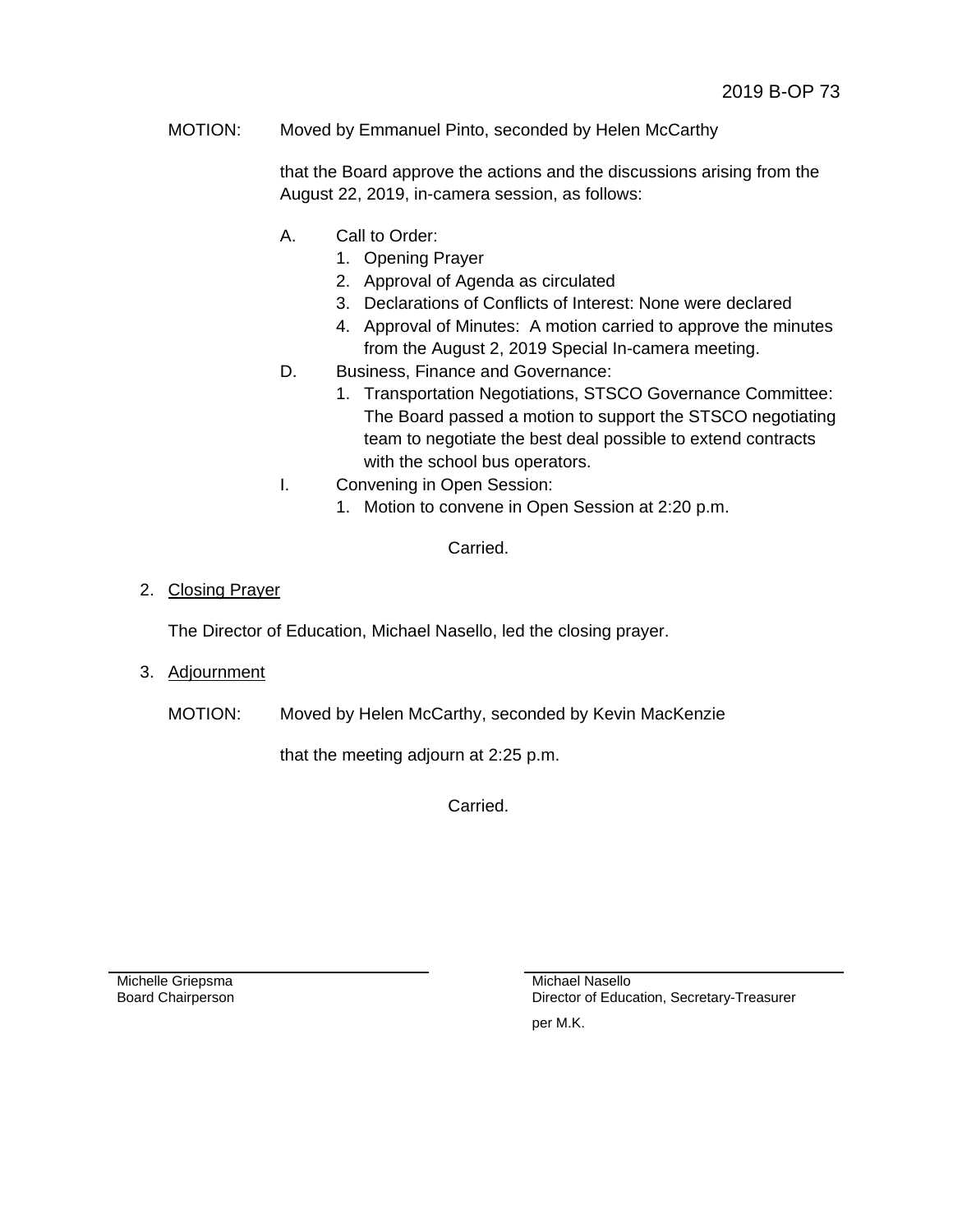MOTION: Moved by Emmanuel Pinto, seconded by Helen McCarthy

that the Board approve the actions and the discussions arising from the August 22, 2019, in-camera session, as follows:

A. Call to Order:
   1. Opening Prayer
   2. Approval of Agenda as circulated
   3. Declarations of Conflicts of Interest: None were declared
   4. Approval of Minutes: A motion carried to approve the minutes from the August 2, 2019 Special In-camera meeting.

D. Business, Finance and Governance:
   1. Transportation Negotiations, STSCO Governance Committee: The Board passed a motion to support the STSCO negotiating team to negotiate the best deal possible to extend contracts with the school bus operators.

I. Convening in Open Session:
   1. Motion to convene in Open Session at 2:20 p.m.

Carried.

2. Closing Prayer

The Director of Education, Michael Nasello, led the closing prayer.

3. Adjournment

MOTION: Moved by Helen McCarthy, seconded by Kevin MacKenzie

that the meeting adjourn at 2:25 p.m.

Carried.

Michelle Griepsma
Board Chairperson

Michael Nasello
Director of Education, Secretary-Treasurer
per M.K.